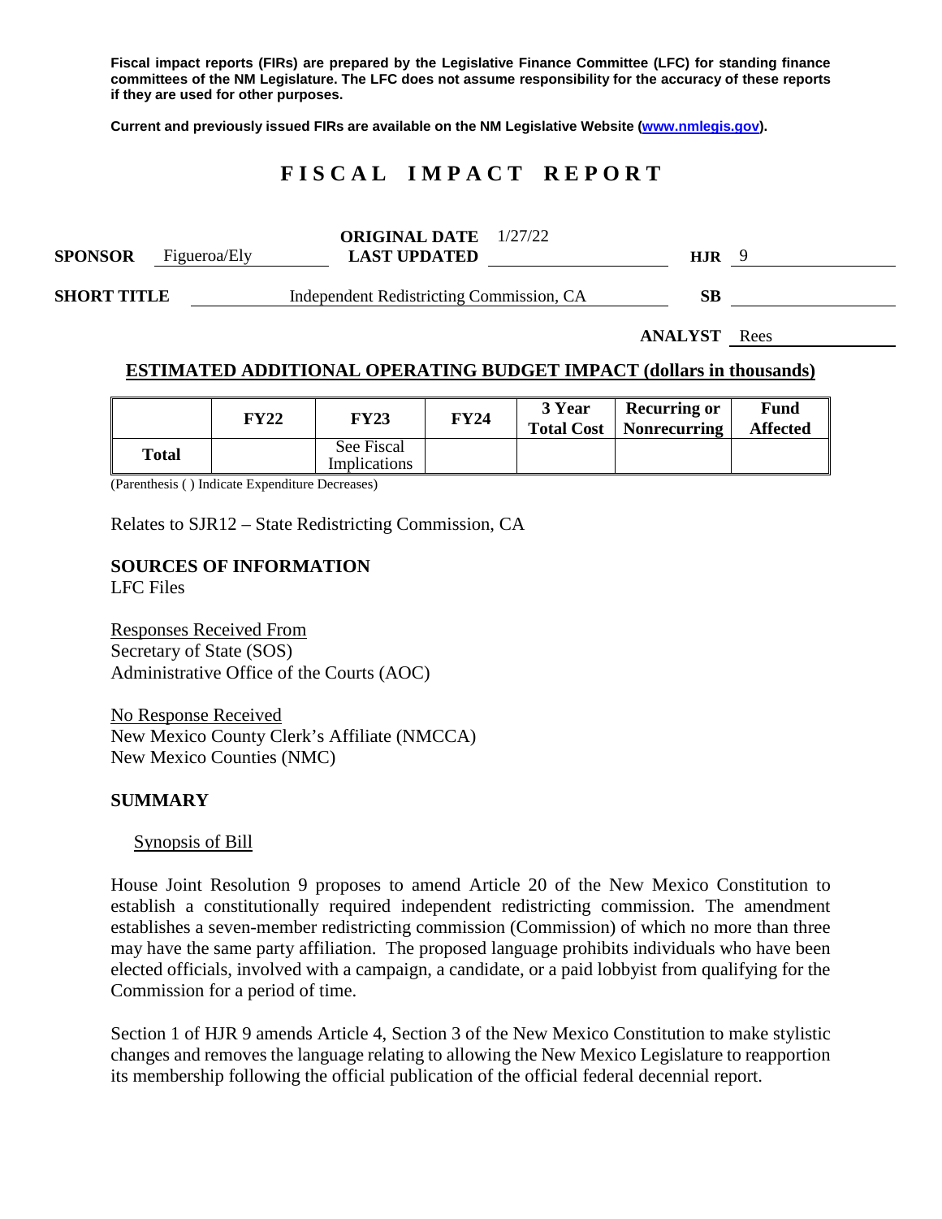**Fiscal impact reports (FIRs) are prepared by the Legislative Finance Committee (LFC) for standing finance committees of the NM Legislature. The LFC does not assume responsibility for the accuracy of these reports if they are used for other purposes.**

**Current and previously issued FIRs are available on the NM Legislative Website (www.nmlegis.gov).**

# FISCAL IMPACT REPORT

**SPONSOR** Figueroa/Ely **ORIGINAL DATE** 1/27/22 **LAST UPDATED** **HJR** 9

**SHORT TITLE** Independent Redistricting Commission, CA **SB**

**ANALYST** Rees

## ESTIMATED ADDITIONAL OPERATING BUDGET IMPACT (dollars in thousands)

| | FY22 | FY23 | FY24 | 3 Year Total Cost | Recurring or Nonrecurring | Fund Affected |
|---|---|---|---|---|---|---|
| **Total** | | See Fiscal Implications | | | | |

(Parenthesis ( ) Indicate Expenditure Decreases)

Relates to SJR12 – State Redistricting Commission, CA

## SOURCES OF INFORMATION

LFC Files

Responses Received From
Secretary of State (SOS)
Administrative Office of the Courts (AOC)

No Response Received
New Mexico County Clerk's Affiliate (NMCCA)
New Mexico Counties (NMC)

## SUMMARY

Synopsis of Bill

House Joint Resolution 9 proposes to amend Article 20 of the New Mexico Constitution to establish a constitutionally required independent redistricting commission. The amendment establishes a seven-member redistricting commission (Commission) of which no more than three may have the same party affiliation. The proposed language prohibits individuals who have been elected officials, involved with a campaign, a candidate, or a paid lobbyist from qualifying for the Commission for a period of time.

Section 1 of HJR 9 amends Article 4, Section 3 of the New Mexico Constitution to make stylistic changes and removes the language relating to allowing the New Mexico Legislature to reapportion its membership following the official publication of the official federal decennial report.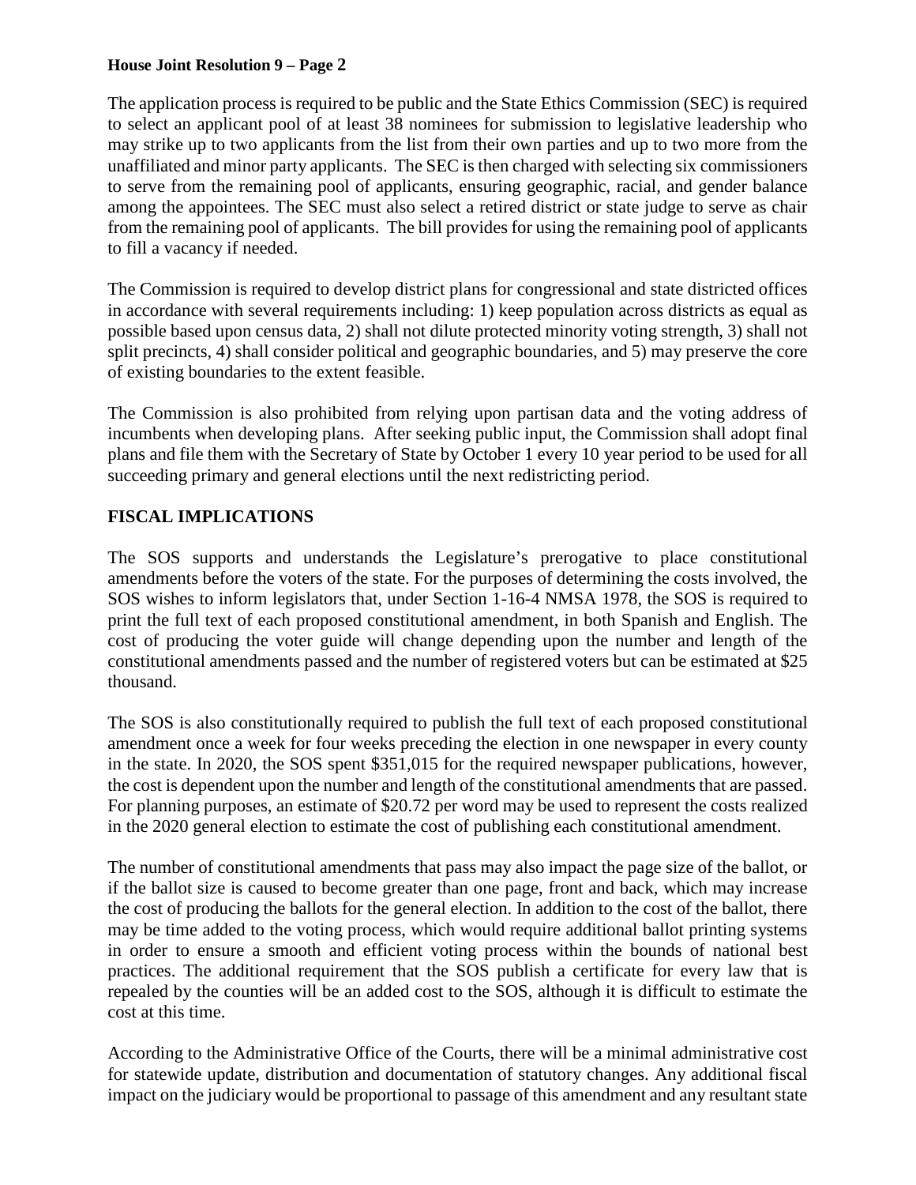The application process is required to be public and the State Ethics Commission (SEC) is required to select an applicant pool of at least 38 nominees for submission to legislative leadership who may strike up to two applicants from the list from their own parties and up to two more from the unaffiliated and minor party applicants. The SEC is then charged with selecting six commissioners to serve from the remaining pool of applicants, ensuring geographic, racial, and gender balance among the appointees. The SEC must also select a retired district or state judge to serve as chair from the remaining pool of applicants. The bill provides for using the remaining pool of applicants to fill a vacancy if needed.

The Commission is required to develop district plans for congressional and state districted offices in accordance with several requirements including: 1) keep population across districts as equal as possible based upon census data, 2) shall not dilute protected minority voting strength, 3) shall not split precincts, 4) shall consider political and geographic boundaries, and 5) may preserve the core of existing boundaries to the extent feasible.

The Commission is also prohibited from relying upon partisan data and the voting address of incumbents when developing plans. After seeking public input, the Commission shall adopt final plans and file them with the Secretary of State by October 1 every 10 year period to be used for all succeeding primary and general elections until the next redistricting period.

## FISCAL IMPLICATIONS

The SOS supports and understands the Legislature's prerogative to place constitutional amendments before the voters of the state. For the purposes of determining the costs involved, the SOS wishes to inform legislators that, under Section 1-16-4 NMSA 1978, the SOS is required to print the full text of each proposed constitutional amendment, in both Spanish and English. The cost of producing the voter guide will change depending upon the number and length of the constitutional amendments passed and the number of registered voters but can be estimated at $25 thousand.

The SOS is also constitutionally required to publish the full text of each proposed constitutional amendment once a week for four weeks preceding the election in one newspaper in every county in the state. In 2020, the SOS spent $351,015 for the required newspaper publications, however, the cost is dependent upon the number and length of the constitutional amendments that are passed. For planning purposes, an estimate of $20.72 per word may be used to represent the costs realized in the 2020 general election to estimate the cost of publishing each constitutional amendment.

The number of constitutional amendments that pass may also impact the page size of the ballot, or if the ballot size is caused to become greater than one page, front and back, which may increase the cost of producing the ballots for the general election. In addition to the cost of the ballot, there may be time added to the voting process, which would require additional ballot printing systems in order to ensure a smooth and efficient voting process within the bounds of national best practices. The additional requirement that the SOS publish a certificate for every law that is repealed by the counties will be an added cost to the SOS, although it is difficult to estimate the cost at this time.

According to the Administrative Office of the Courts, there will be a minimal administrative cost for statewide update, distribution and documentation of statutory changes. Any additional fiscal impact on the judiciary would be proportional to passage of this amendment and any resultant state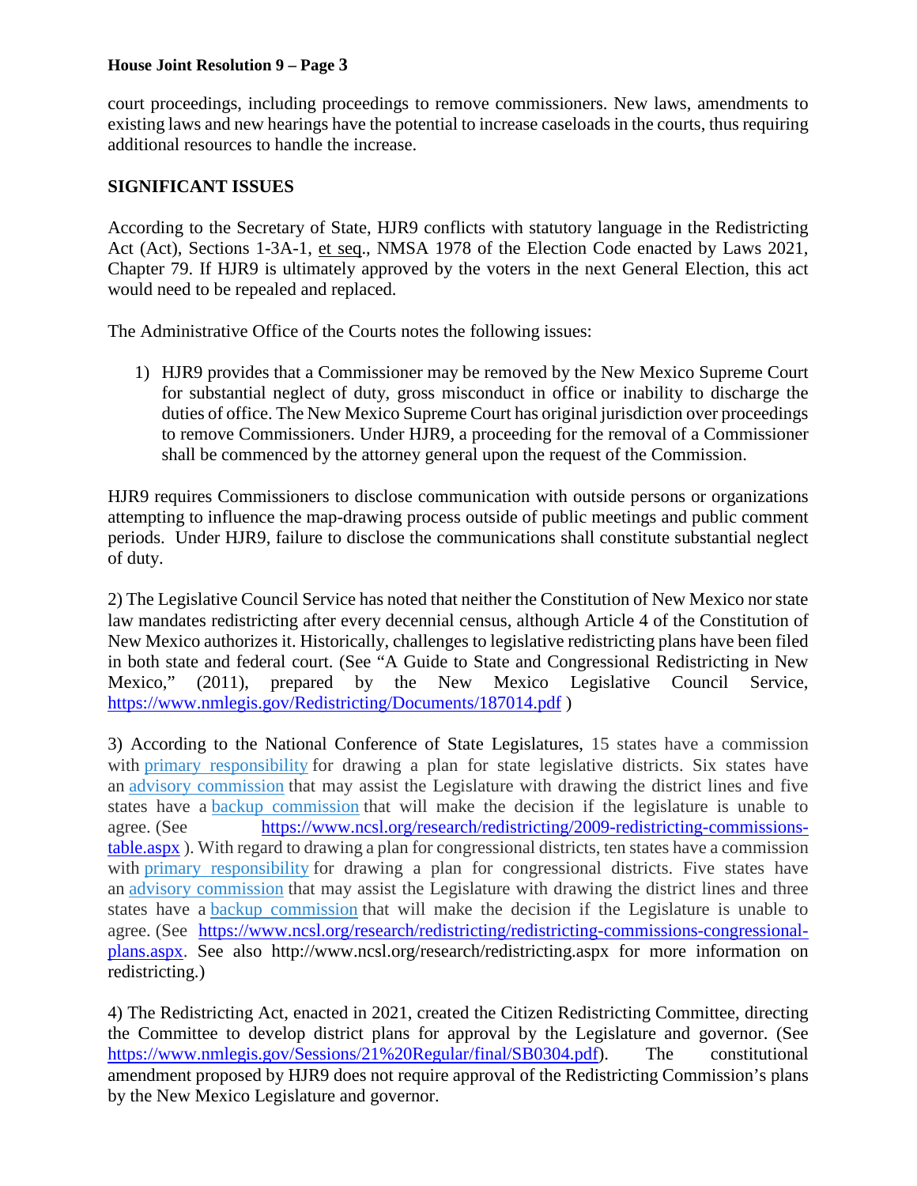court proceedings, including proceedings to remove commissioners. New laws, amendments to existing laws and new hearings have the potential to increase caseloads in the courts, thus requiring additional resources to handle the increase.

**SIGNIFICANT ISSUES**

According to the Secretary of State, HJR9 conflicts with statutory language in the Redistricting Act (Act), Sections 1-3A-1, et seq., NMSA 1978 of the Election Code enacted by Laws 2021, Chapter 79. If HJR9 is ultimately approved by the voters in the next General Election, this act would need to be repealed and replaced.

The Administrative Office of the Courts notes the following issues:

1) HJR9 provides that a Commissioner may be removed by the New Mexico Supreme Court for substantial neglect of duty, gross misconduct in office or inability to discharge the duties of office. The New Mexico Supreme Court has original jurisdiction over proceedings to remove Commissioners. Under HJR9, a proceeding for the removal of a Commissioner shall be commenced by the attorney general upon the request of the Commission.

HJR9 requires Commissioners to disclose communication with outside persons or organizations attempting to influence the map-drawing process outside of public meetings and public comment periods. Under HJR9, failure to disclose the communications shall constitute substantial neglect of duty.

2) The Legislative Council Service has noted that neither the Constitution of New Mexico nor state law mandates redistricting after every decennial census, although Article 4 of the Constitution of New Mexico authorizes it. Historically, challenges to legislative redistricting plans have been filed in both state and federal court. (See "A Guide to State and Congressional Redistricting in New Mexico," (2011), prepared by the New Mexico Legislative Council Service, https://www.nmlegis.gov/Redistricting/Documents/187014.pdf )

3) According to the National Conference of State Legislatures, 15 states have a commission with primary responsibility for drawing a plan for state legislative districts. Six states have an advisory commission that may assist the Legislature with drawing the district lines and five states have a backup commission that will make the decision if the legislature is unable to agree. (See https://www.ncsl.org/research/redistricting/2009-redistricting-commissions-table.aspx ). With regard to drawing a plan for congressional districts, ten states have a commission with primary responsibility for drawing a plan for congressional districts. Five states have an advisory commission that may assist the Legislature with drawing the district lines and three states have a backup commission that will make the decision if the Legislature is unable to agree. (See https://www.ncsl.org/research/redistricting/redistricting-commissions-congressional-plans.aspx. See also http://www.ncsl.org/research/redistricting.aspx for more information on redistricting.)

4) The Redistricting Act, enacted in 2021, created the Citizen Redistricting Committee, directing the Committee to develop district plans for approval by the Legislature and governor. (See https://www.nmlegis.gov/Sessions/21%20Regular/final/SB0304.pdf). The constitutional amendment proposed by HJR9 does not require approval of the Redistricting Commission's plans by the New Mexico Legislature and governor.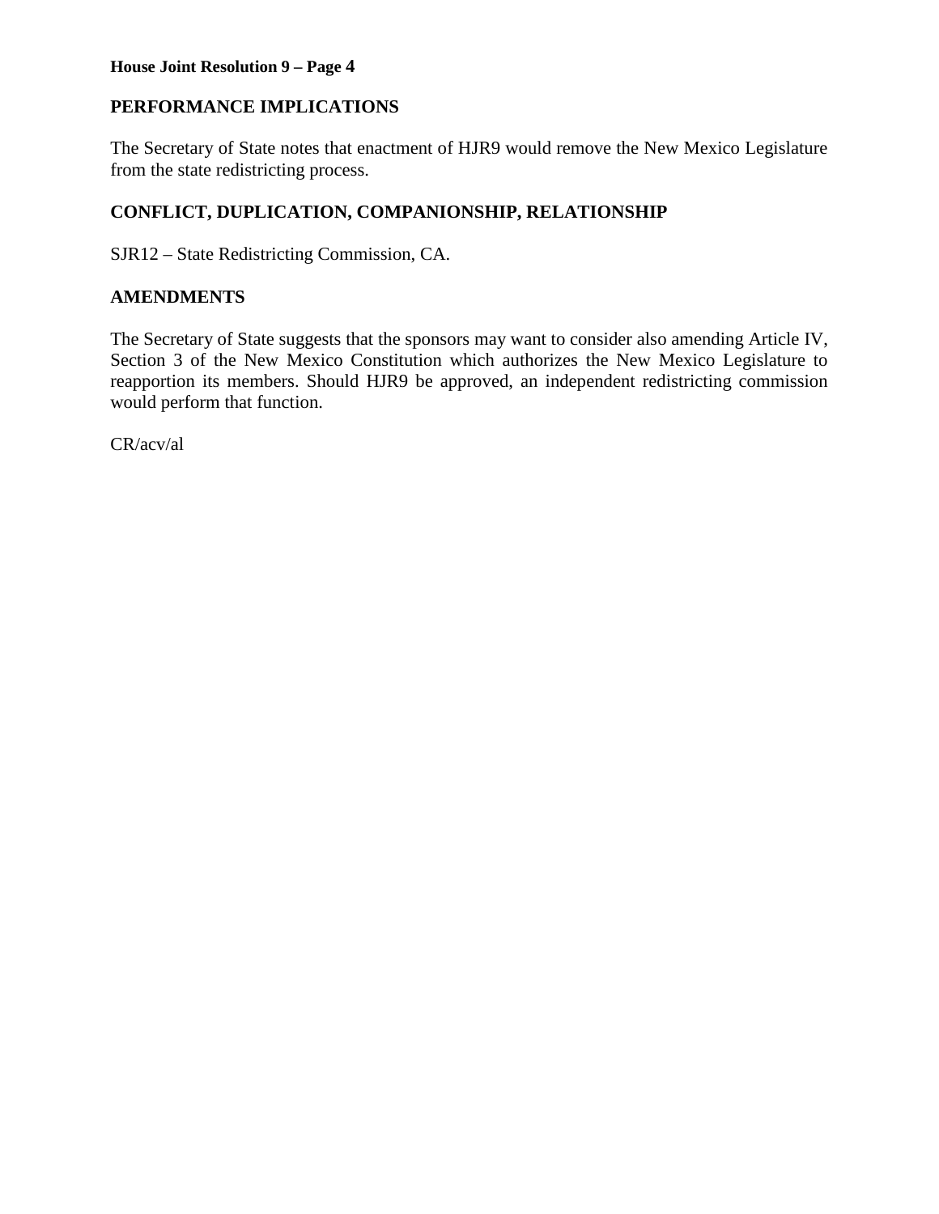## PERFORMANCE IMPLICATIONS

The Secretary of State notes that enactment of HJR9 would remove the New Mexico Legislature from the state redistricting process.

## CONFLICT, DUPLICATION, COMPANIONSHIP, RELATIONSHIP

SJR12 – State Redistricting Commission, CA.

## AMENDMENTS

The Secretary of State suggests that the sponsors may want to consider also amending Article IV, Section 3 of the New Mexico Constitution which authorizes the New Mexico Legislature to reapportion its members. Should HJR9 be approved, an independent redistricting commission would perform that function.

CR/acv/al